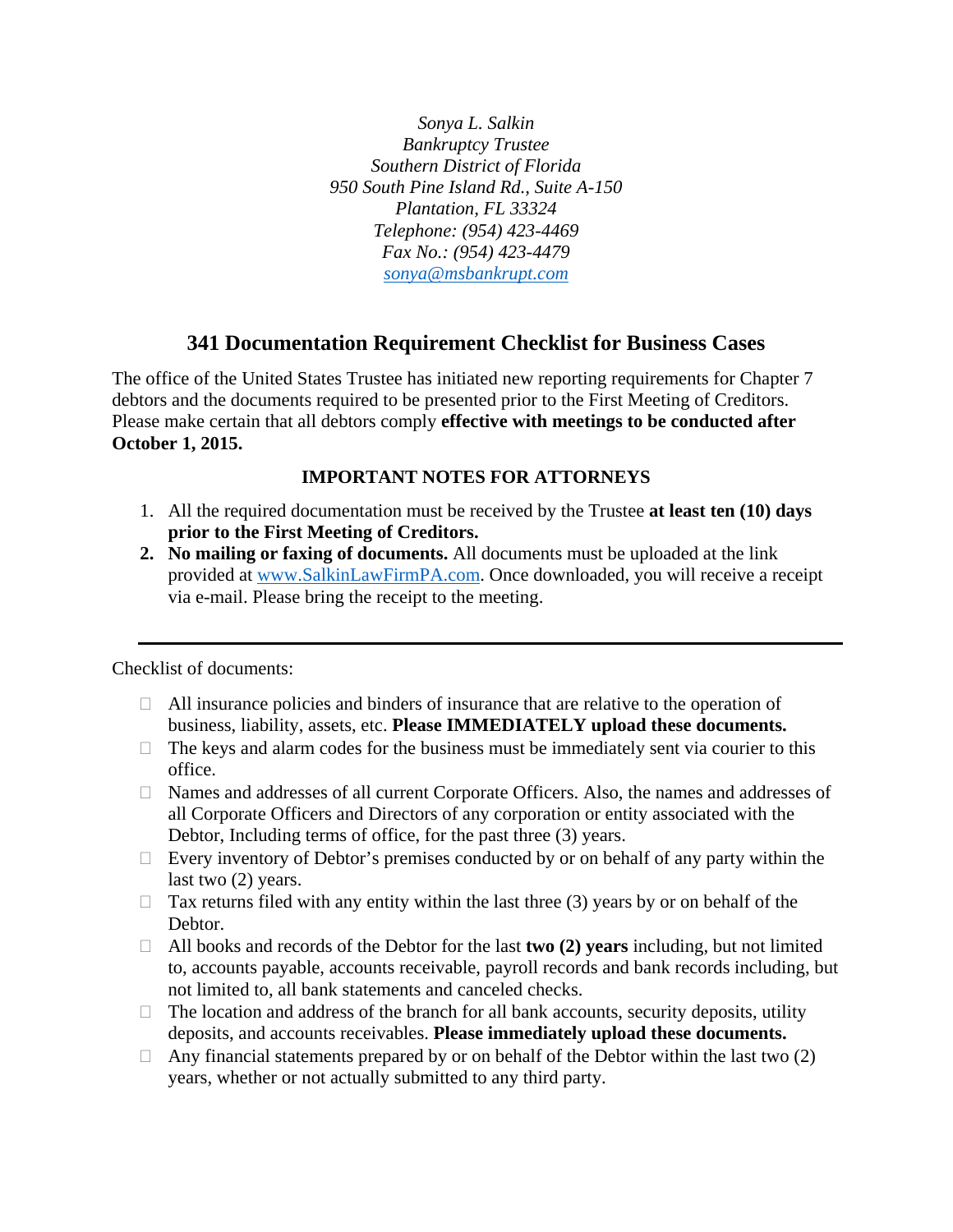*Sonya L. Salkin*
*Bankruptcy Trustee*
*Southern District of Florida*
*950 South Pine Island Rd., Suite A-150*
*Plantation, FL 33324*
*Telephone: (954) 423-4469*
*Fax No.: (954) 423-4479*
*[sonya@msbankrupt.com](mailto:sonya@msbankrupt.com)*

## 341 Documentation Requirement Checklist for Business Cases

The office of the United States Trustee has initiated new reporting requirements for Chapter 7 debtors and the documents required to be presented prior to the First Meeting of Creditors. Please make certain that all debtors comply **effective with meetings to be conducted after October 1, 2015.**

### IMPORTANT NOTES FOR ATTORNEYS

1. All the required documentation must be received by the Trustee **at least ten (10) days prior to the First Meeting of Creditors.**
2. **No mailing or faxing of documents.** All documents must be uploaded at the link provided at [www.SalkinLawFirmPA.com](http://www.SalkinLawFirmPA.com). Once downloaded, you will receive a receipt via e-mail. Please bring the receipt to the meeting.

---

Checklist of documents:

- ☐ All insurance policies and binders of insurance that are relative to the operation of business, liability, assets, etc. **Please IMMEDIATELY upload these documents.**
- ☐ The keys and alarm codes for the business must be immediately sent via courier to this office.
- ☐ Names and addresses of all current Corporate Officers. Also, the names and addresses of all Corporate Officers and Directors of any corporation or entity associated with the Debtor, Including terms of office, for the past three (3) years.
- ☐ Every inventory of Debtor's premises conducted by or on behalf of any party within the last two (2) years.
- ☐ Tax returns filed with any entity within the last three (3) years by or on behalf of the Debtor.
- ☐ All books and records of the Debtor for the last **two (2) years** including, but not limited to, accounts payable, accounts receivable, payroll records and bank records including, but not limited to, all bank statements and canceled checks.
- ☐ The location and address of the branch for all bank accounts, security deposits, utility deposits, and accounts receivables. **Please immediately upload these documents.**
- ☐ Any financial statements prepared by or on behalf of the Debtor within the last two (2) years, whether or not actually submitted to any third party.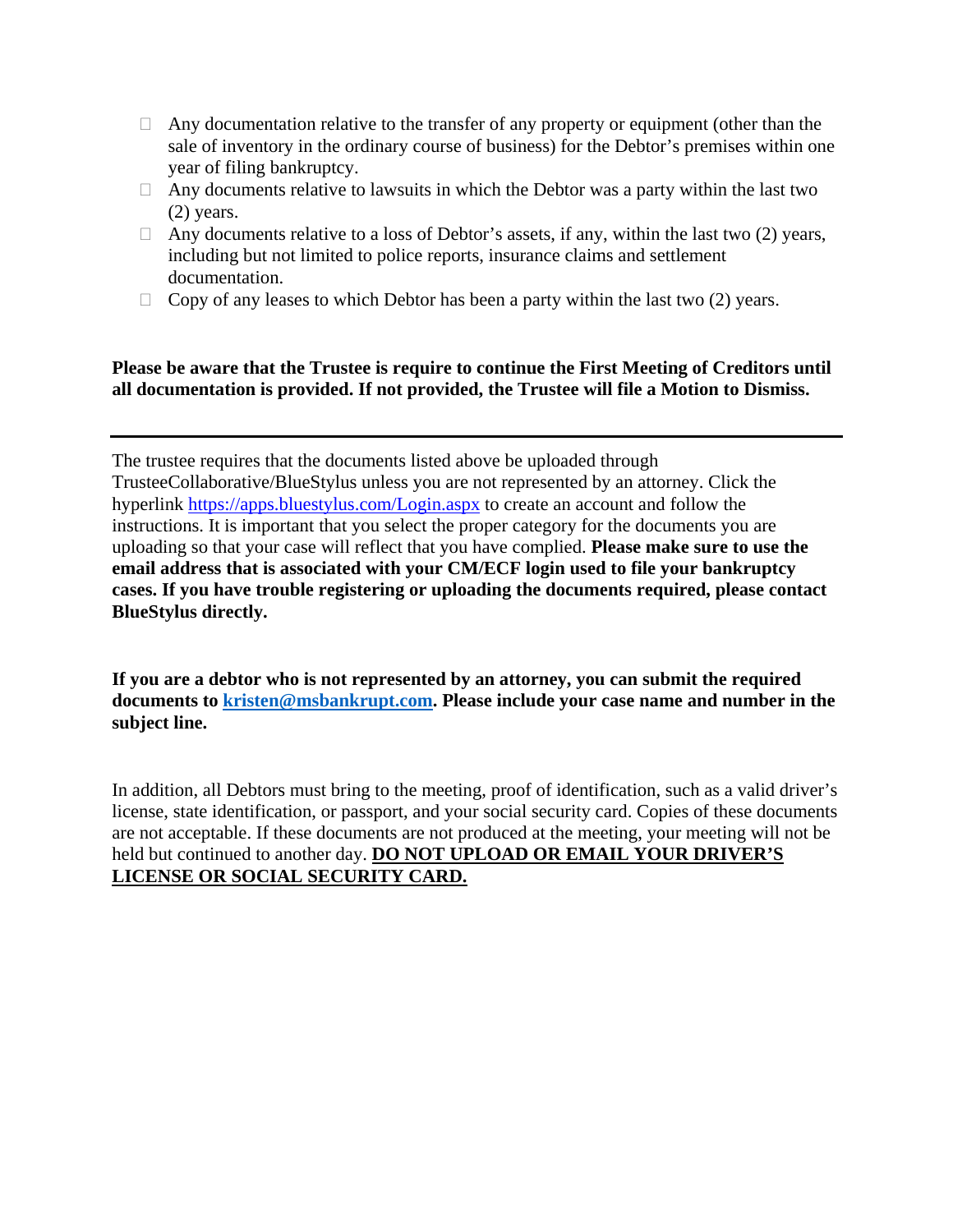- Any documentation relative to the transfer of any property or equipment (other than the sale of inventory in the ordinary course of business) for the Debtor's premises within one year of filing bankruptcy.
- Any documents relative to lawsuits in which the Debtor was a party within the last two (2) years.
- Any documents relative to a loss of Debtor's assets, if any, within the last two (2) years, including but not limited to police reports, insurance claims and settlement documentation.
- Copy of any leases to which Debtor has been a party within the last two (2) years.

**Please be aware that the Trustee is require to continue the First Meeting of Creditors until all documentation is provided. If not provided, the Trustee will file a Motion to Dismiss.**

---

The trustee requires that the documents listed above be uploaded through TrusteeCollaborative/BlueStylus unless you are not represented by an attorney. Click the hyperlink https://apps.bluestylus.com/Login.aspx to create an account and follow the instructions. It is important that you select the proper category for the documents you are uploading so that your case will reflect that you have complied. **Please make sure to use the email address that is associated with your CM/ECF login used to file your bankruptcy cases. If you have trouble registering or uploading the documents required, please contact BlueStylus directly.**

**If you are a debtor who is not represented by an attorney, you can submit the required documents to kristen@msbankrupt.com. Please include your case name and number in the subject line.**

In addition, all Debtors must bring to the meeting, proof of identification, such as a valid driver's license, state identification, or passport, and your social security card. Copies of these documents are not acceptable. If these documents are not produced at the meeting, your meeting will not be held but continued to another day. **DO NOT UPLOAD OR EMAIL YOUR DRIVER'S LICENSE OR SOCIAL SECURITY CARD.**